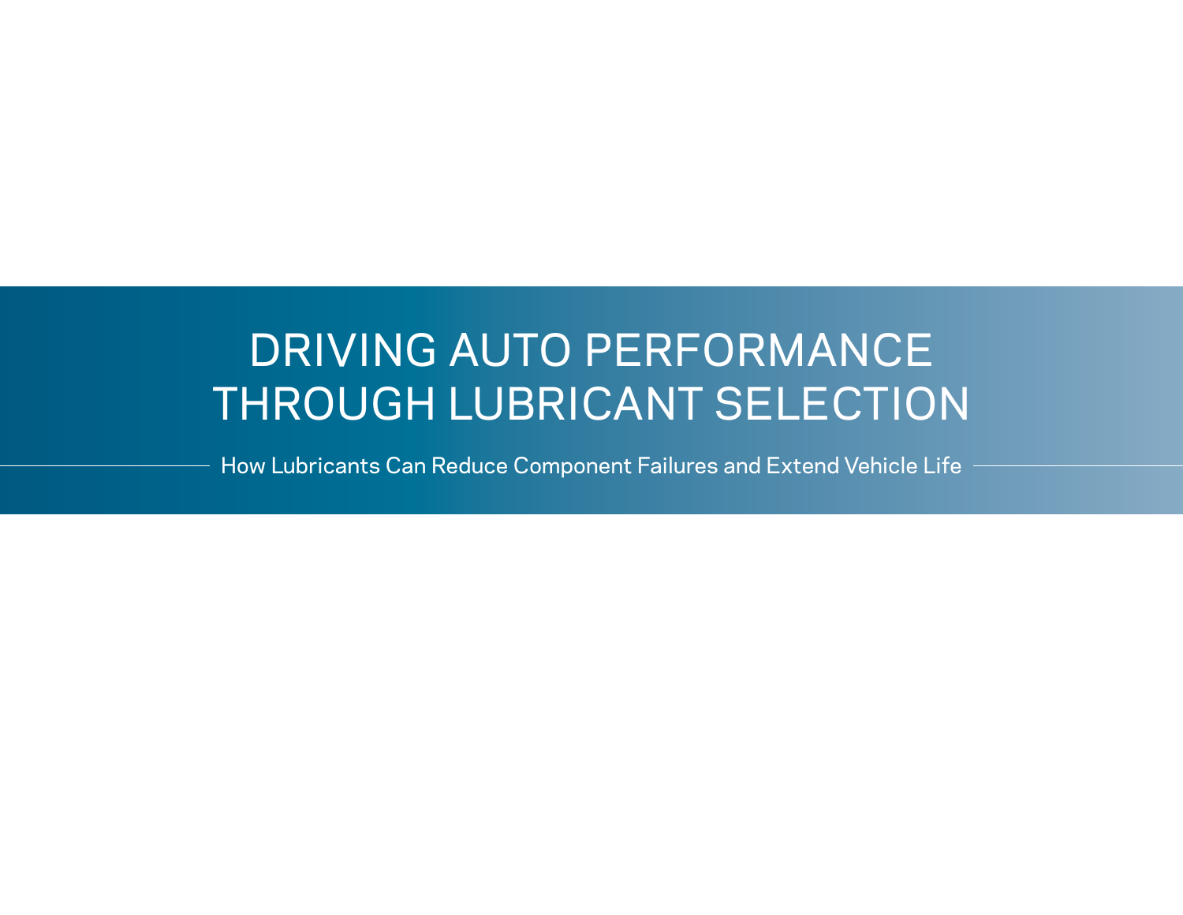# DRIVING AUTO PERFORMANCE THROUGH LUBRICANT SELECTION

How Lubricants Can Reduce Component Failures and Extend Vehicle Life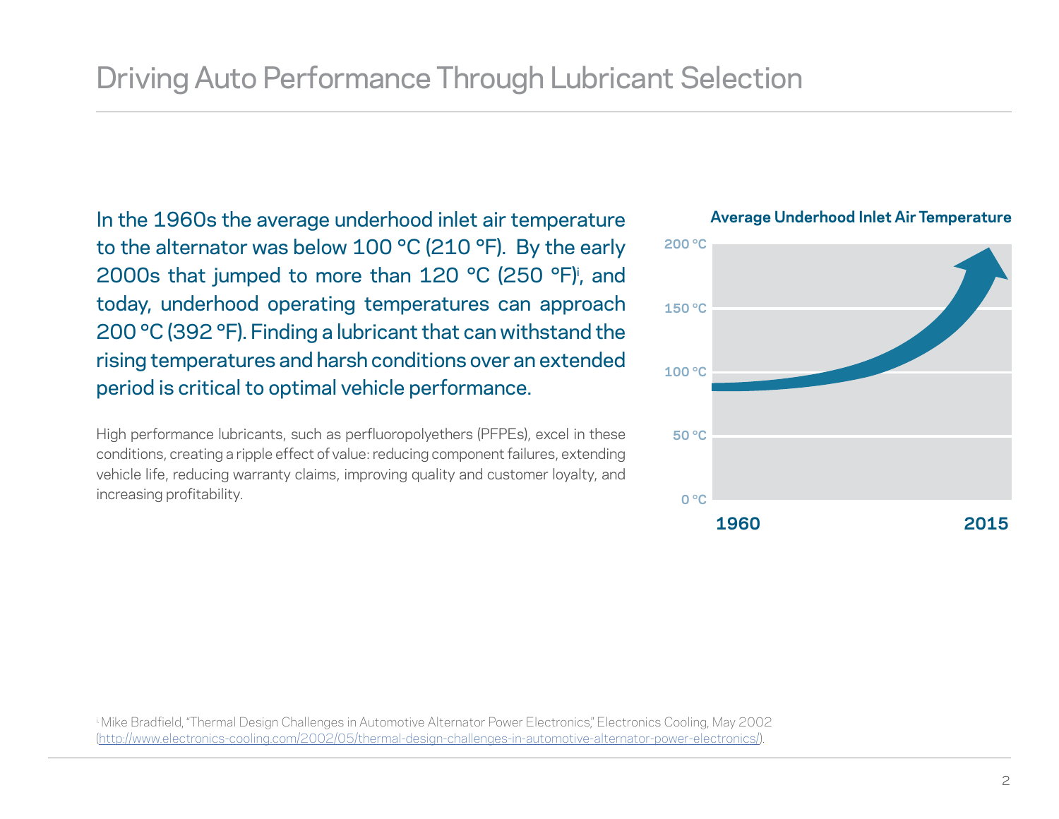# Driving Auto Performance Through Lubricant Selection

In the 1960s the average underhood inlet air temperature to the alternator was below 100 °C (210 °F). By the early 2000s that jumped to more than 120 °C (250 °F)[i], and today, underhood operating temperatures can approach 200 °C (392 °F). Finding a lubricant that can withstand the rising temperatures and harsh conditions over an extended period is critical to optimal vehicle performance.

High performance lubricants, such as perfluoropolyethers (PFPEs), excel in these conditions, creating a ripple effect of value: reducing component failures, extending vehicle life, reducing warranty claims, improving quality and customer loyalty, and increasing profitability.

**Average Underhood Inlet Air Temperature**

200 °C
150 °C
100 °C
50 °C
0 °C

1960 2015

[i] Mike Bradfield, "Thermal Design Challenges in Automotive Alternator Power Electronics," Electronics Cooling, May 2002 (http://www.electronics-cooling.com/2002/05/thermal-design-challenges-in-automotive-alternator-power-electronics/).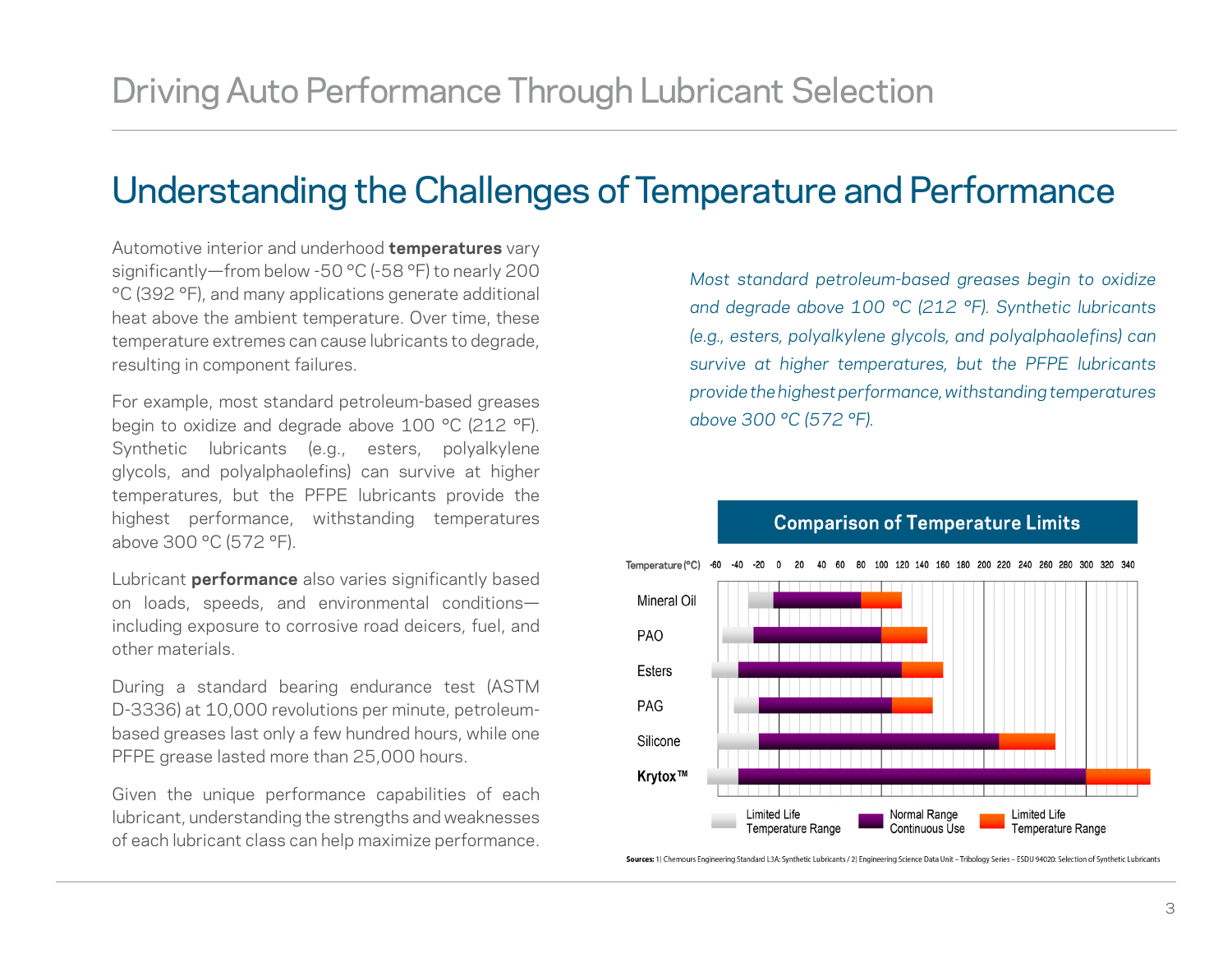# Understanding the Challenges of Temperature and Performance

Automotive interior and underhood **temperatures** vary significantly—from below -50 °C (-58 °F) to nearly 200 °C (392 °F), and many applications generate additional heat above the ambient temperature. Over time, these temperature extremes can cause lubricants to degrade, resulting in component failures.

For example, most standard petroleum-based greases begin to oxidize and degrade above 100 °C (212 °F). Synthetic lubricants (e.g., esters, polyalkylene glycols, and polyalphaolefins) can survive at higher temperatures, but the PFPE lubricants provide the highest performance, withstanding temperatures above 300 °C (572 °F).

Lubricant **performance** also varies significantly based on loads, speeds, and environmental conditions—including exposure to corrosive road deicers, fuel, and other materials.

During a standard bearing endurance test (ASTM D-3336) at 10,000 revolutions per minute, petroleum-based greases last only a few hundred hours, while one PFPE grease lasted more than 25,000 hours.

Given the unique performance capabilities of each lubricant, understanding the strengths and weaknesses of each lubricant class can help maximize performance.

*Most standard petroleum-based greases begin to oxidize and degrade above 100 °C (212 °F). Synthetic lubricants (e.g., esters, polyalkylene glycols, and polyalphaolefins) can survive at higher temperatures, but the PFPE lubricants provide the highest performance, withstanding temperatures above 300 °C (572 °F).*

**Comparison of Temperature Limits**

Temperature (°C): -60 -40 -20 0 20 40 60 80 100 120 140 160 180 200 220 240 260 280 300 320 340

Mineral Oil

PAO

Esters

PAG

Silicone

**Krytox™**

Limited Life Temperature Range | Normal Range Continuous Use | Limited Life Temperature Range

**Sources:** 1| Chemours Engineering Standard L3A: Synthetic Lubricants / 2| Engineering Science Data Unit – Tribology Series – ESDU 94020: Selection of Synthetic Lubricants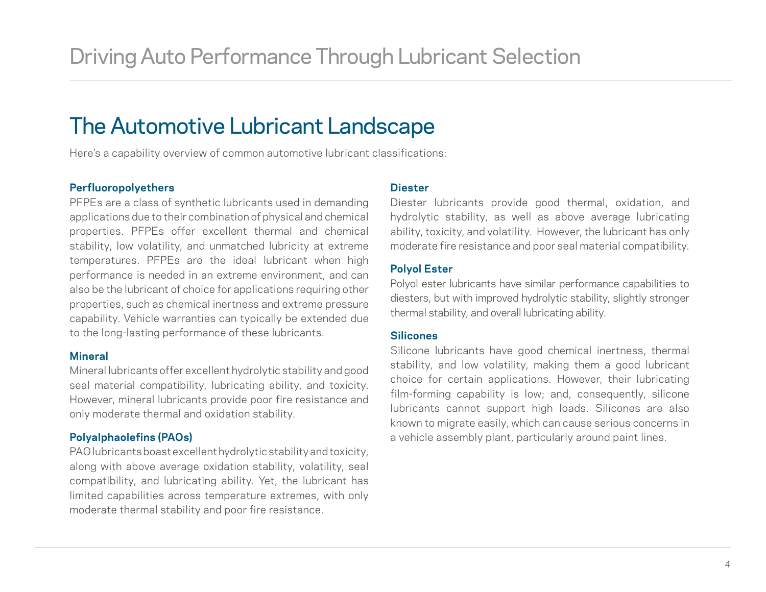## The Automotive Lubricant Landscape

Here's a capability overview of common automotive lubricant classifications:

### Perfluoropolyethers

PFPEs are a class of synthetic lubricants used in demanding applications due to their combination of physical and chemical properties. PFPEs offer excellent thermal and chemical stability, low volatility, and unmatched lubricity at extreme temperatures. PFPEs are the ideal lubricant when high performance is needed in an extreme environment, and can also be the lubricant of choice for applications requiring other properties, such as chemical inertness and extreme pressure capability. Vehicle warranties can typically be extended due to the long-lasting performance of these lubricants.

### Mineral

Mineral lubricants offer excellent hydrolytic stability and good seal material compatibility, lubricating ability, and toxicity. However, mineral lubricants provide poor fire resistance and only moderate thermal and oxidation stability.

### Polyalphaolefins (PAOs)

PAO lubricants boast excellent hydrolytic stability and toxicity, along with above average oxidation stability, volatility, seal compatibility, and lubricating ability. Yet, the lubricant has limited capabilities across temperature extremes, with only moderate thermal stability and poor fire resistance.

### Diester

Diester lubricants provide good thermal, oxidation, and hydrolytic stability, as well as above average lubricating ability, toxicity, and volatility. However, the lubricant has only moderate fire resistance and poor seal material compatibility.

### Polyol Ester

Polyol ester lubricants have similar performance capabilities to diesters, but with improved hydrolytic stability, slightly stronger thermal stability, and overall lubricating ability.

### Silicones

Silicone lubricants have good chemical inertness, thermal stability, and low volatility, making them a good lubricant choice for certain applications. However, their lubricating film-forming capability is low; and, consequently, silicone lubricants cannot support high loads. Silicones are also known to migrate easily, which can cause serious concerns in a vehicle assembly plant, particularly around paint lines.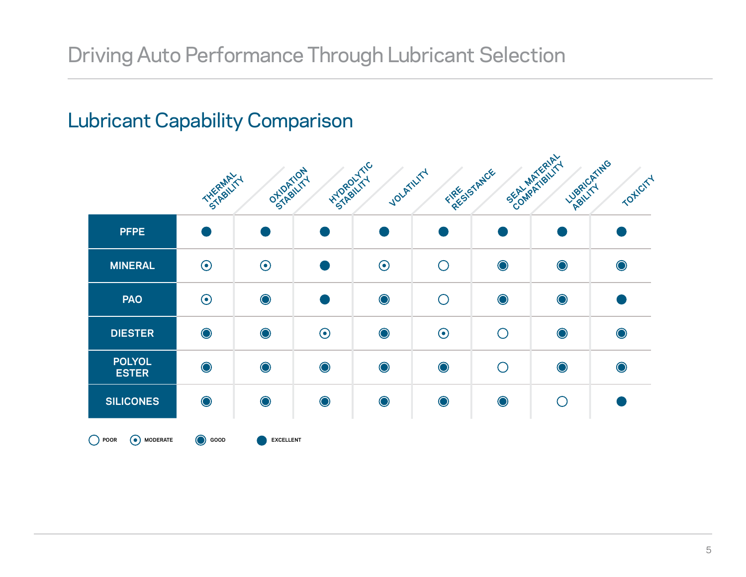# Driving Auto Performance Through Lubricant Selection

## Lubricant Capability Comparison

| | THERMAL STABILITY | OXIDATION STABILITY | HYDROLYTIC STABILITY | VOLATILITY | FIRE RESISTANCE | SEAL MATERIAL COMPATIBILITY | LUBRICATING ABILITY | TOXICITY |
|---|---|---|---|---|---|---|---|---|
| **PFPE** | Excellent | Excellent | Excellent | Excellent | Excellent | Excellent | Excellent | Excellent |
| **MINERAL** | Moderate | Moderate | Excellent | Moderate | Poor | Good | Good | Good |
| **PAO** | Moderate | Good | Excellent | Good | Poor | Good | Good | Excellent |
| **DIESTER** | Good | Good | Moderate | Good | Moderate | Poor | Good | Good |
| **POLYOL ESTER** | Good | Good | Good | Good | Good | Poor | Good | Good |
| **SILICONES** | Good | Good | Good | Good | Good | Good | Poor | Excellent |

Legend: POOR, MODERATE, GOOD, EXCELLENT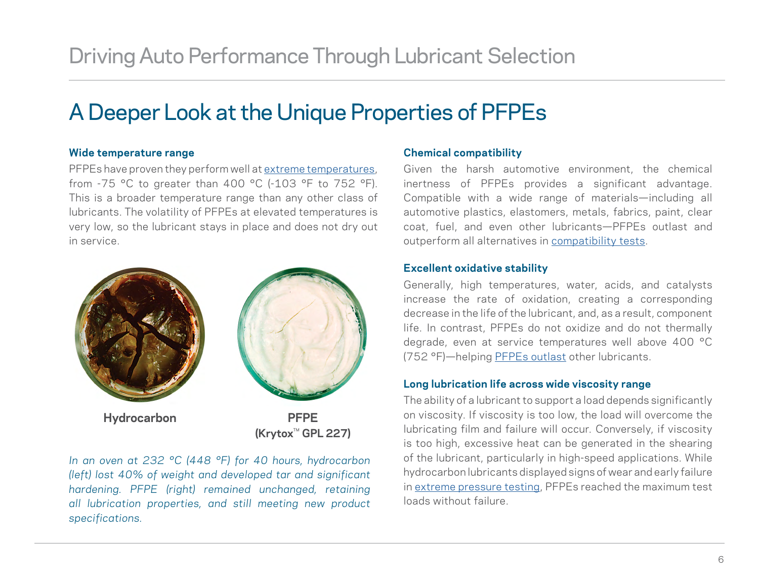## A Deeper Look at the Unique Properties of PFPEs

### Wide temperature range

PFPEs have proven they perform well at extreme temperatures, from -75 °C to greater than 400 °C (-103 °F to 752 °F). This is a broader temperature range than any other class of lubricants. The volatility of PFPEs at elevated temperatures is very low, so the lubricant stays in place and does not dry out in service.

**Hydrocarbon**

**PFPE (Krytox™ GPL 227)**

*In an oven at 232 °C (448 °F) for 40 hours, hydrocarbon (left) lost 40% of weight and developed tar and significant hardening. PFPE (right) remained unchanged, retaining all lubrication properties, and still meeting new product specifications.*

### Chemical compatibility

Given the harsh automotive environment, the chemical inertness of PFPEs provides a significant advantage. Compatible with a wide range of materials—including all automotive plastics, elastomers, metals, fabrics, paint, clear coat, fuel, and even other lubricants—PFPEs outlast and outperform all alternatives in compatibility tests.

### Excellent oxidative stability

Generally, high temperatures, water, acids, and catalysts increase the rate of oxidation, creating a corresponding decrease in the life of the lubricant, and, as a result, component life. In contrast, PFPEs do not oxidize and do not thermally degrade, even at service temperatures well above 400 °C (752 °F)—helping PFPEs outlast other lubricants.

### Long lubrication life across wide viscosity range

The ability of a lubricant to support a load depends significantly on viscosity. If viscosity is too low, the load will overcome the lubricating film and failure will occur. Conversely, if viscosity is too high, excessive heat can be generated in the shearing of the lubricant, particularly in high-speed applications. While hydrocarbon lubricants displayed signs of wear and early failure in extreme pressure testing, PFPEs reached the maximum test loads without failure.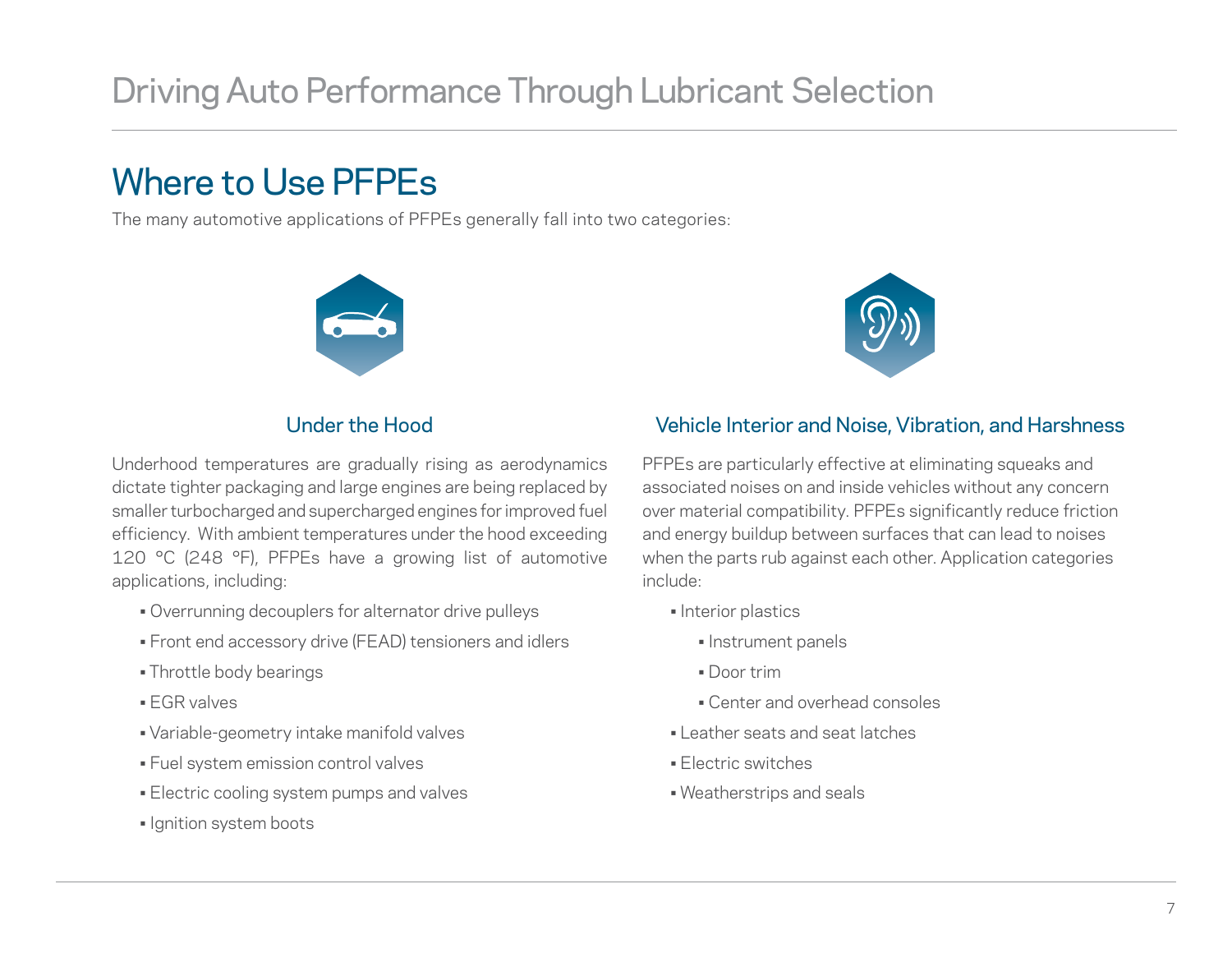## Where to Use PFPEs

The many automotive applications of PFPEs generally fall into two categories:

### Under the Hood

Underhood temperatures are gradually rising as aerodynamics dictate tighter packaging and large engines are being replaced by smaller turbocharged and supercharged engines for improved fuel efficiency. With ambient temperatures under the hood exceeding 120 °C (248 °F), PFPEs have a growing list of automotive applications, including:

- Overrunning decouplers for alternator drive pulleys
- Front end accessory drive (FEAD) tensioners and idlers
- Throttle body bearings
- EGR valves
- Variable-geometry intake manifold valves
- Fuel system emission control valves
- Electric cooling system pumps and valves
- Ignition system boots

### Vehicle Interior and Noise, Vibration, and Harshness

PFPEs are particularly effective at eliminating squeaks and associated noises on and inside vehicles without any concern over material compatibility. PFPEs significantly reduce friction and energy buildup between surfaces that can lead to noises when the parts rub against each other. Application categories include:

- Interior plastics
  - Instrument panels
  - Door trim
  - Center and overhead consoles
- Leather seats and seat latches
- Electric switches
- Weatherstrips and seals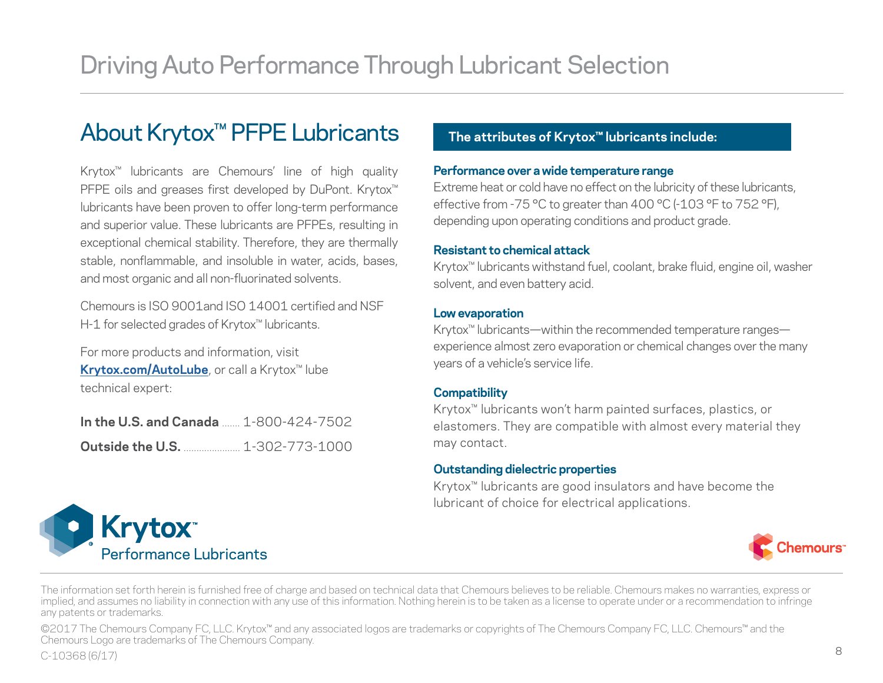# Driving Auto Performance Through Lubricant Selection

## About Krytox™ PFPE Lubricants

Krytox™ lubricants are Chemours' line of high quality PFPE oils and greases first developed by DuPont. Krytox™ lubricants have been proven to offer long-term performance and superior value. These lubricants are PFPEs, resulting in exceptional chemical stability. Therefore, they are thermally stable, nonflammable, and insoluble in water, acids, bases, and most organic and all non-fluorinated solvents.

Chemours is ISO 9001and ISO 14001 certified and NSF H-1 for selected grades of Krytox™ lubricants.

For more products and information, visit **Krytox.com/AutoLube**, or call a Krytox™ lube technical expert:

**In the U.S. and Canada** ....... 1-800-424-7502

**Outside the U.S.** ..................... 1-302-773-1000

**The attributes of Krytox™ lubricants include:**

**Performance over a wide temperature range**
Extreme heat or cold have no effect on the lubricity of these lubricants, effective from -75 °C to greater than 400 °C (-103 °F to 752 °F), depending upon operating conditions and product grade.

**Resistant to chemical attack**
Krytox™ lubricants withstand fuel, coolant, brake fluid, engine oil, washer solvent, and even battery acid.

**Low evaporation**
Krytox™ lubricants—within the recommended temperature ranges—experience almost zero evaporation or chemical changes over the many years of a vehicle's service life.

**Compatibility**
Krytox™ lubricants won't harm painted surfaces, plastics, or elastomers. They are compatible with almost every material they may contact.

**Outstanding dielectric properties**
Krytox™ lubricants are good insulators and have become the lubricant of choice for electrical applications.

Krytox™ Performance Lubricants

Chemours™

The information set forth herein is furnished free of charge and based on technical data that Chemours believes to be reliable. Chemours makes no warranties, express or implied, and assumes no liability in connection with any use of this information. Nothing herein is to be taken as a license to operate under or a recommendation to infringe any patents or trademarks.

©2017 The Chemours Company FC, LLC. Krytox™ and any associated logos are trademarks or copyrights of The Chemours Company FC, LLC. Chemours™ and the Chemours Logo are trademarks of The Chemours Company.

C-10368 (6/17)